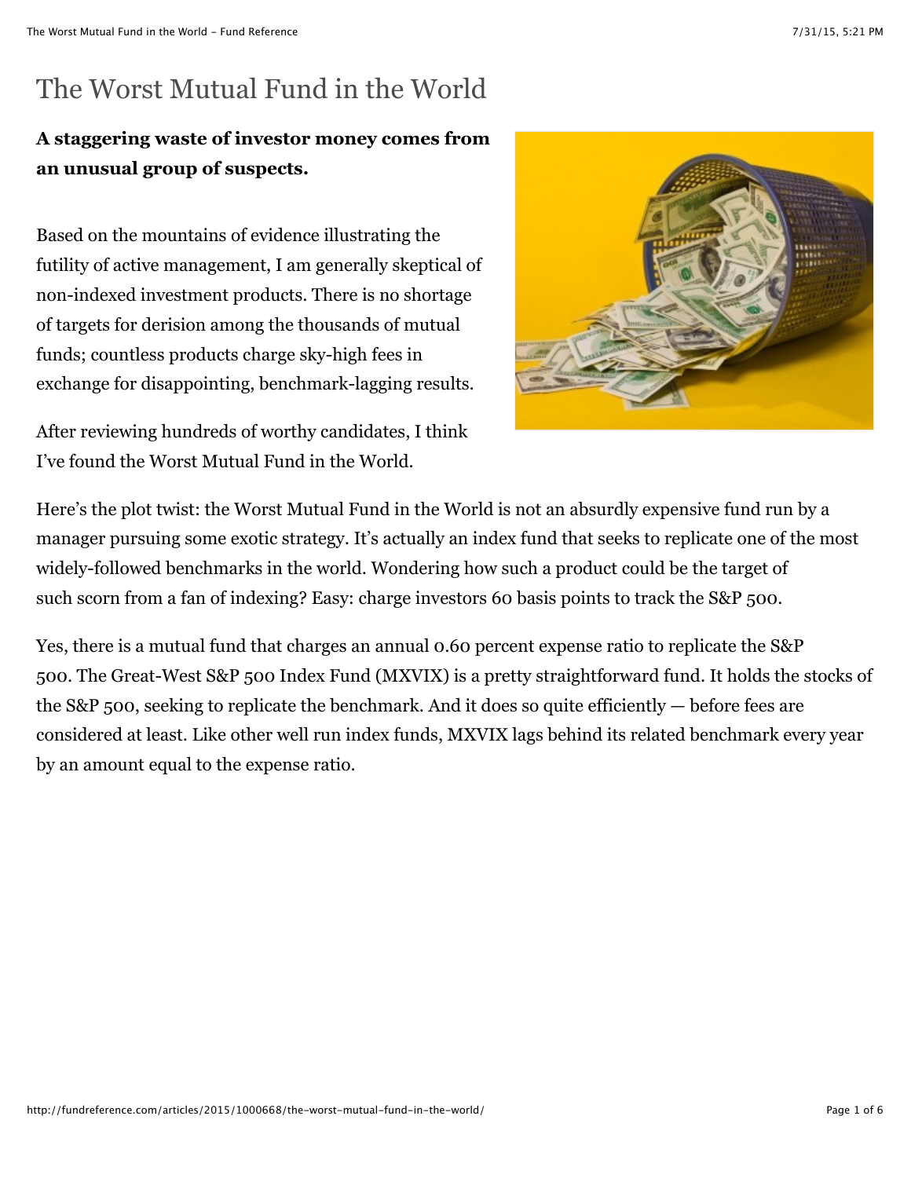# The Worst Mutual Fund in the World

**A staggering waste of investor money comes from an unusual group of suspects.**

Based on the mountains of evidence illustrating the futility of active management, I am generally skeptical of non-indexed investment products. There is no shortage of targets for derision among the thousands of mutual funds; countless products charge sky-high fees in exchange for disappointing, benchmark-lagging results.

After reviewing hundreds of worthy candidates, I think I've found the Worst Mutual Fund in the World.

Here's the plot twist: the Worst Mutual Fund in the World is not an absurdly expensive fund run by a manager pursuing some exotic strategy. It's actually an index fund that seeks to replicate one of the most widely-followed benchmarks in the world. Wondering how such a product could be the target of such scorn from a fan of indexing? Easy: charge investors 60 basis points to track the S&P 500.

Yes, there is a mutual fund that charges an annual 0.60 percent expense ratio to replicate the S&P 500. The Great-West S&P 500 Index Fund (MXVIX) is a pretty straightforward fund. It holds the stocks of the S&P 500, seeking to replicate the benchmark. And it does so quite efficiently — before fees are considered at least. Like other well run index funds, MXVIX lags behind its related benchmark every year by an amount equal to the expense ratio.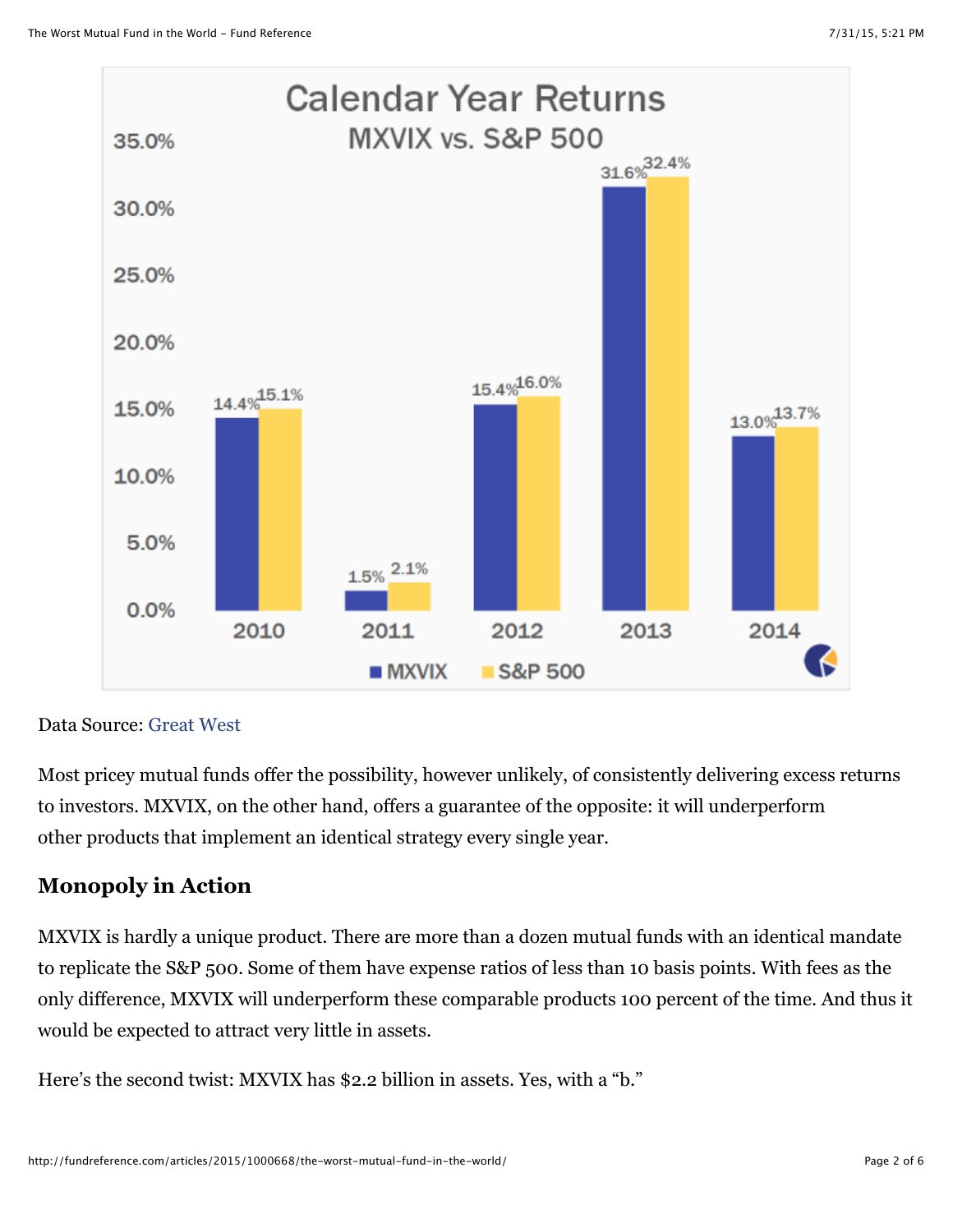Data Source: Great West

Most pricey mutual funds offer the possibility, however unlikely, of consistently delivering excess returns to investors. MXVIX, on the other hand, offers a guarantee of the opposite: it will underperform other products that implement an identical strategy every single year.

## Monopoly in Action

MXVIX is hardly a unique product. There are more than a dozen mutual funds with an identical mandate to replicate the S&P 500. Some of them have expense ratios of less than 10 basis points. With fees as the only difference, MXVIX will underperform these comparable products 100 percent of the time. And thus it would be expected to attract very little in assets.

Here's the second twist: MXVIX has $2.2 billion in assets. Yes, with a "b."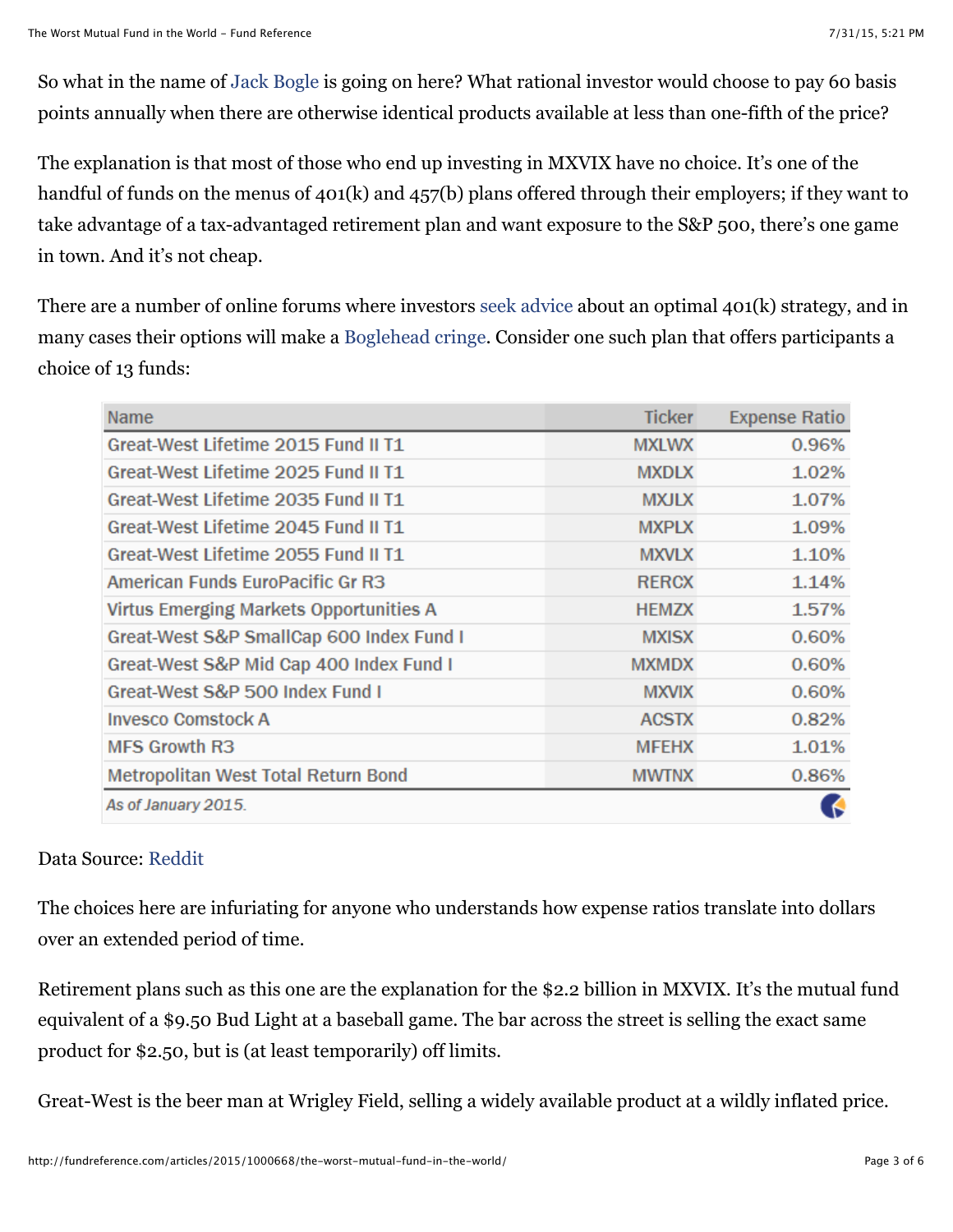So what in the name of Jack Bogle is going on here? What rational investor would choose to pay 60 basis points annually when there are otherwise identical products available at less than one-fifth of the price?

The explanation is that most of those who end up investing in MXVIX have no choice. It's one of the handful of funds on the menus of 401(k) and 457(b) plans offered through their employers; if they want to take advantage of a tax-advantaged retirement plan and want exposure to the S&P 500, there's one game in town. And it's not cheap.

There are a number of online forums where investors seek advice about an optimal 401(k) strategy, and in many cases their options will make a Boglehead cringe. Consider one such plan that offers participants a choice of 13 funds:

| Name | Ticker | Expense Ratio |
|---|---|---|
| Great-West Lifetime 2015 Fund II T1 | MXLWX | 0.96% |
| Great-West Lifetime 2025 Fund II T1 | MXDLX | 1.02% |
| Great-West Lifetime 2035 Fund II T1 | MXJLX | 1.07% |
| Great-West Lifetime 2045 Fund II T1 | MXPLX | 1.09% |
| Great-West Lifetime 2055 Fund II T1 | MXVLX | 1.10% |
| American Funds EuroPacific Gr R3 | RERCX | 1.14% |
| Virtus Emerging Markets Opportunities A | HEMZX | 1.57% |
| Great-West S&P SmallCap 600 Index Fund I | MXISX | 0.60% |
| Great-West S&P Mid Cap 400 Index Fund I | MXMDX | 0.60% |
| Great-West S&P 500 Index Fund I | MXVIX | 0.60% |
| Invesco Comstock A | ACSTX | 0.82% |
| MFS Growth R3 | MFEHX | 1.01% |
| Metropolitan West Total Return Bond | MWTNX | 0.86% |

*As of January 2015.*

Data Source: Reddit

The choices here are infuriating for anyone who understands how expense ratios translate into dollars over an extended period of time.

Retirement plans such as this one are the explanation for the $2.2 billion in MXVIX. It's the mutual fund equivalent of a $9.50 Bud Light at a baseball game. The bar across the street is selling the exact same product for $2.50, but is (at least temporarily) off limits.

Great-West is the beer man at Wrigley Field, selling a widely available product at a wildly inflated price.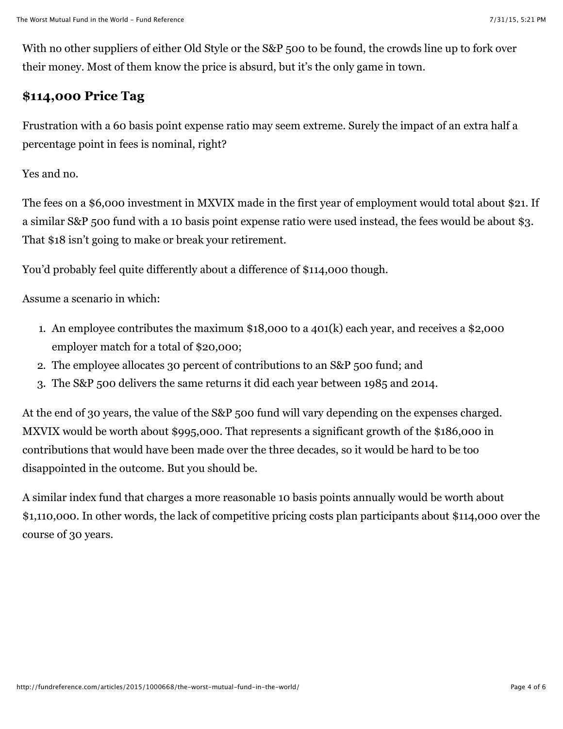With no other suppliers of either Old Style or the S&P 500 to be found, the crowds line up to fork over their money. Most of them know the price is absurd, but it's the only game in town.

## $114,000 Price Tag

Frustration with a 60 basis point expense ratio may seem extreme. Surely the impact of an extra half a percentage point in fees is nominal, right?

Yes and no.

The fees on a $6,000 investment in MXVIX made in the first year of employment would total about $21. If a similar S&P 500 fund with a 10 basis point expense ratio were used instead, the fees would be about $3. That $18 isn't going to make or break your retirement.

You'd probably feel quite differently about a difference of $114,000 though.

Assume a scenario in which:

1. An employee contributes the maximum $18,000 to a 401(k) each year, and receives a $2,000 employer match for a total of $20,000;
2. The employee allocates 30 percent of contributions to an S&P 500 fund; and
3. The S&P 500 delivers the same returns it did each year between 1985 and 2014.

At the end of 30 years, the value of the S&P 500 fund will vary depending on the expenses charged. MXVIX would be worth about $995,000. That represents a significant growth of the $186,000 in contributions that would have been made over the three decades, so it would be hard to be too disappointed in the outcome. But you should be.

A similar index fund that charges a more reasonable 10 basis points annually would be worth about $1,110,000. In other words, the lack of competitive pricing costs plan participants about $114,000 over the course of 30 years.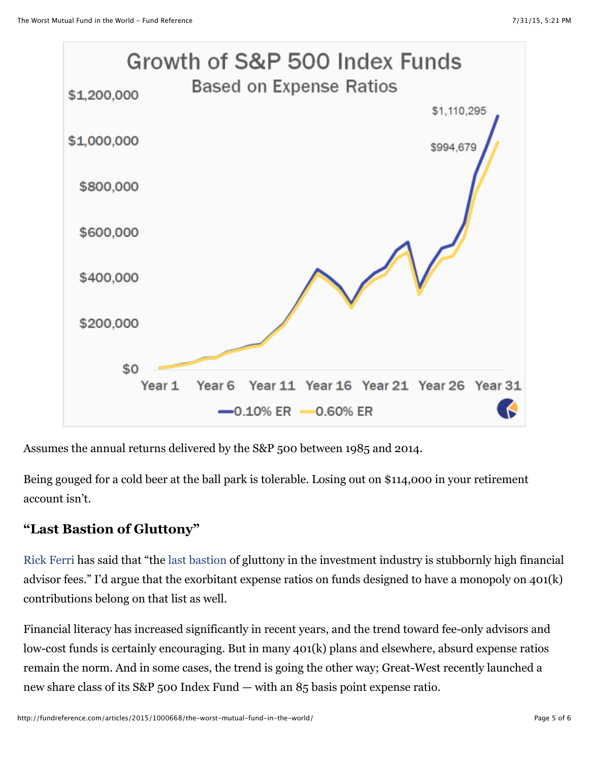Assumes the annual returns delivered by the S&P 500 between 1985 and 2014.

Being gouged for a cold beer at the ball park is tolerable. Losing out on $114,000 in your retirement account isn't.

## "Last Bastion of Gluttony"

Rick Ferri has said that "the last bastion of gluttony in the investment industry is stubbornly high financial advisor fees." I'd argue that the exorbitant expense ratios on funds designed to have a monopoly on 401(k) contributions belong on that list as well.

Financial literacy has increased significantly in recent years, and the trend toward fee-only advisors and low-cost funds is certainly encouraging. But in many 401(k) plans and elsewhere, absurd expense ratios remain the norm. And in some cases, the trend is going the other way; Great-West recently launched a new share class of its S&P 500 Index Fund — with an 85 basis point expense ratio.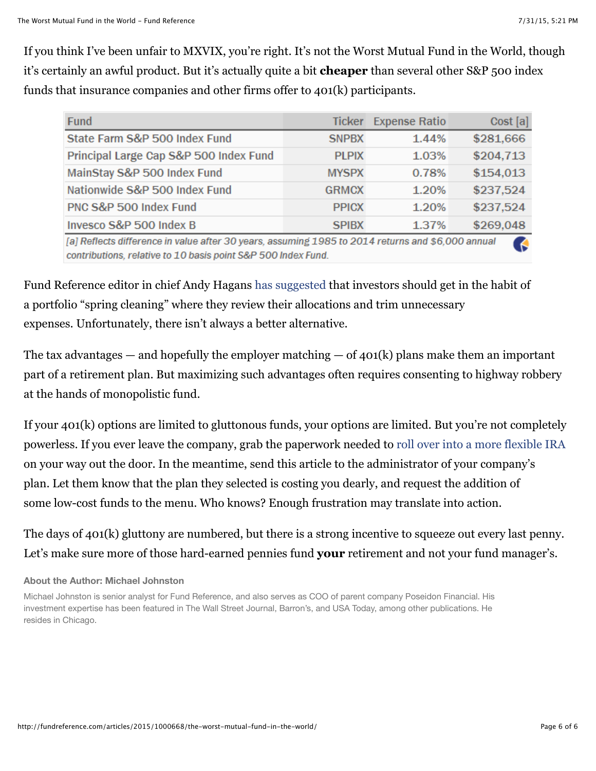If you think I've been unfair to MXVIX, you're right. It's not the Worst Mutual Fund in the World, though it's certainly an awful product. But it's actually quite a bit **cheaper** than several other S&P 500 index funds that insurance companies and other firms offer to 401(k) participants.

| Fund | Ticker | Expense Ratio | Cost [a] |
|---|---|---|---|
| State Farm S&P 500 Index Fund | SNPBX | 1.44% | $281,666 |
| Principal Large Cap S&P 500 Index Fund | PLPIX | 1.03% | $204,713 |
| MainStay S&P 500 Index Fund | MYSPX | 0.78% | $154,013 |
| Nationwide S&P 500 Index Fund | GRMCX | 1.20% | $237,524 |
| PNC S&P 500 Index Fund | PPICX | 1.20% | $237,524 |
| Invesco S&P 500 Index B | SPIBX | 1.37% | $269,048 |

*[a] Reflects difference in value after 30 years, assuming 1985 to 2014 returns and $6,000 annual contributions, relative to 10 basis point S&P 500 Index Fund.*

Fund Reference editor in chief Andy Hagans has suggested that investors should get in the habit of a portfolio "spring cleaning" where they review their allocations and trim unnecessary expenses. Unfortunately, there isn't always a better alternative.

The tax advantages — and hopefully the employer matching — of 401(k) plans make them an important part of a retirement plan. But maximizing such advantages often requires consenting to highway robbery at the hands of monopolistic fund.

If your 401(k) options are limited to gluttonous funds, your options are limited. But you're not completely powerless. If you ever leave the company, grab the paperwork needed to roll over into a more flexible IRA on your way out the door. In the meantime, send this article to the administrator of your company's plan. Let them know that the plan they selected is costing you dearly, and request the addition of some low-cost funds to the menu. Who knows? Enough frustration may translate into action.

The days of 401(k) gluttony are numbered, but there is a strong incentive to squeeze out every last penny. Let's make sure more of those hard-earned pennies fund **your** retirement and not your fund manager's.

**About the Author: Michael Johnston**

Michael Johnston is senior analyst for Fund Reference, and also serves as COO of parent company Poseidon Financial. His investment expertise has been featured in The Wall Street Journal, Barron's, and USA Today, among other publications. He resides in Chicago.